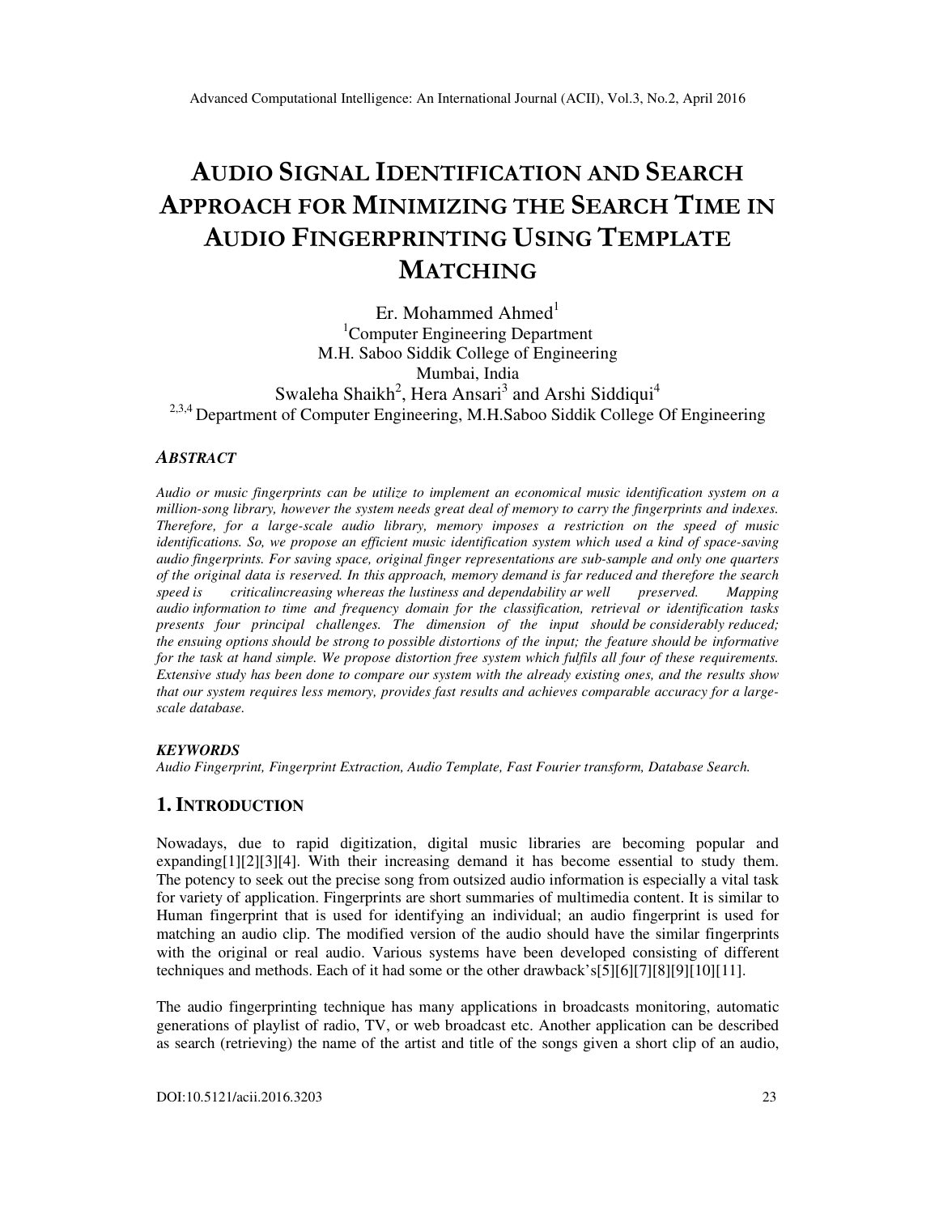# AUDIO SIGNAL IDENTIFICATION AND SEARCH APPROACH FOR MINIMIZING THE SEARCH TIME IN AUDIO FINGERPRINTING USING TEMPLATE MATCHING

Er. Mohammed Ahmed[1]
[1]Computer Engineering Department
M.H. Saboo Siddik College of Engineering
Mumbai, India
Swaleha Shaikh[2], Hera Ansari[3] and Arshi Siddiqui[4]
[2,3,4] Department of Computer Engineering, M.H.Saboo Siddik College Of Engineering

### *ABSTRACT*

*Audio or music fingerprints can be utilize to implement an economical music identification system on a million-song library, however the system needs great deal of memory to carry the fingerprints and indexes. Therefore, for a large-scale audio library, memory imposes a restriction on the speed of music identifications. So, we propose an efficient music identification system which used a kind of space-saving audio fingerprints. For saving space, original finger representations are sub-sample and only one quarters of the original data is reserved. In this approach, memory demand is far reduced and therefore the search speed is criticalincreasing whereas the lustiness and dependability ar well preserved. Mapping audio information to time and frequency domain for the classification, retrieval or identification tasks presents four principal challenges. The dimension of the input should be considerably reduced; the ensuing options should be strong to possible distortions of the input; the feature should be informative for the task at hand simple. We propose distortion free system which fulfils all four of these requirements. Extensive study has been done to compare our system with the already existing ones, and the results show that our system requires less memory, provides fast results and achieves comparable accuracy for a large-scale database.*

### *KEYWORDS*

*Audio Fingerprint, Fingerprint Extraction, Audio Template, Fast Fourier transform, Database Search.*

## 1. INTRODUCTION

Nowadays, due to rapid digitization, digital music libraries are becoming popular and expanding[1][2][3][4]. With their increasing demand it has become essential to study them. The potency to seek out the precise song from outsized audio information is especially a vital task for variety of application. Fingerprints are short summaries of multimedia content. It is similar to Human fingerprint that is used for identifying an individual; an audio fingerprint is used for matching an audio clip. The modified version of the audio should have the similar fingerprints with the original or real audio. Various systems have been developed consisting of different techniques and methods. Each of it had some or the other drawback's[5][6][7][8][9][10][11].

The audio fingerprinting technique has many applications in broadcasts monitoring, automatic generations of playlist of radio, TV, or web broadcast etc. Another application can be described as search (retrieving) the name of the artist and title of the songs given a short clip of an audio,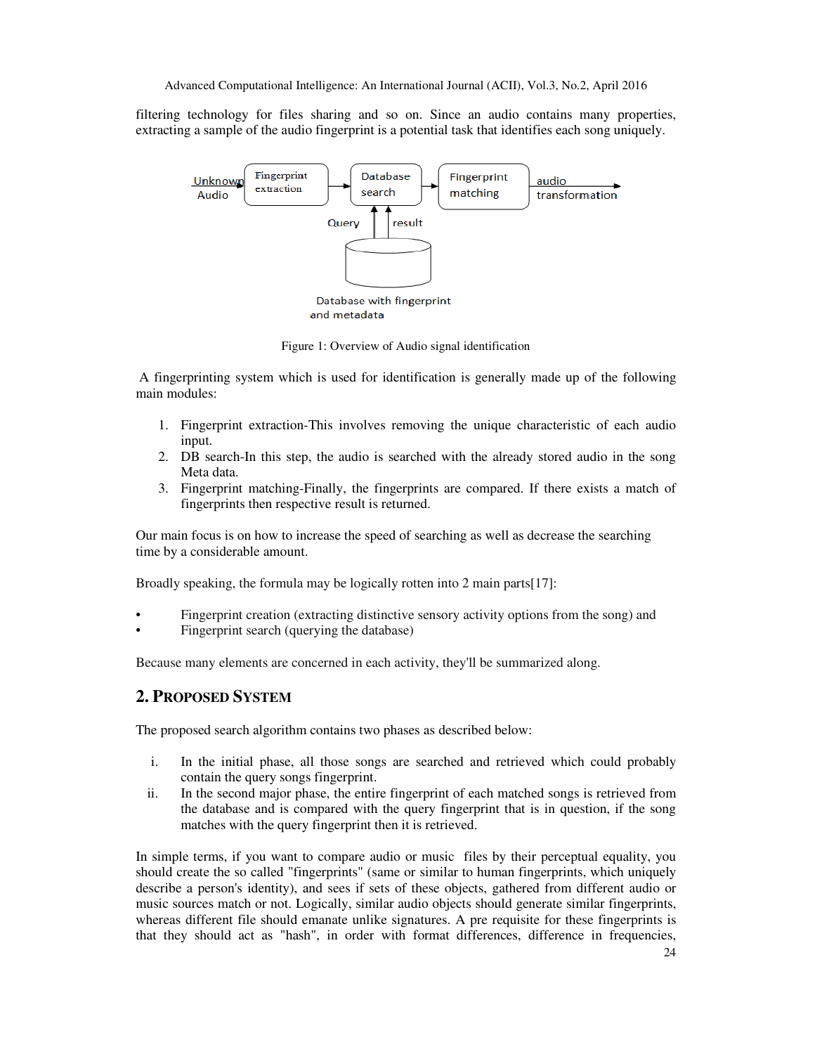filtering technology for files sharing and so on. Since an audio contains many properties, extracting a sample of the audio fingerprint is a potential task that identifies each song uniquely.

Figure 1: Overview of Audio signal identification

A fingerprinting system which is used for identification is generally made up of the following main modules:

1. Fingerprint extraction-This involves removing the unique characteristic of each audio input.
2. DB search-In this step, the audio is searched with the already stored audio in the song Meta data.
3. Fingerprint matching-Finally, the fingerprints are compared. If there exists a match of fingerprints then respective result is returned.

Our main focus is on how to increase the speed of searching as well as decrease the searching time by a considerable amount.

Broadly speaking, the formula may be logically rotten into 2 main parts[17]:

- Fingerprint creation (extracting distinctive sensory activity options from the song) and
- Fingerprint search (querying the database)

Because many elements are concerned in each activity, they'll be summarized along.

## 2. PROPOSED SYSTEM

The proposed search algorithm contains two phases as described below:

i. In the initial phase, all those songs are searched and retrieved which could probably contain the query songs fingerprint.
ii. In the second major phase, the entire fingerprint of each matched songs is retrieved from the database and is compared with the query fingerprint that is in question, if the song matches with the query fingerprint then it is retrieved.

In simple terms, if you want to compare audio or music files by their perceptual equality, you should create the so called "fingerprints" (same or similar to human fingerprints, which uniquely describe a person's identity), and sees if sets of these objects, gathered from different audio or music sources match or not. Logically, similar audio objects should generate similar fingerprints, whereas different file should emanate unlike signatures. A pre requisite for these fingerprints is that they should act as "hash", in order with format differences, difference in frequencies,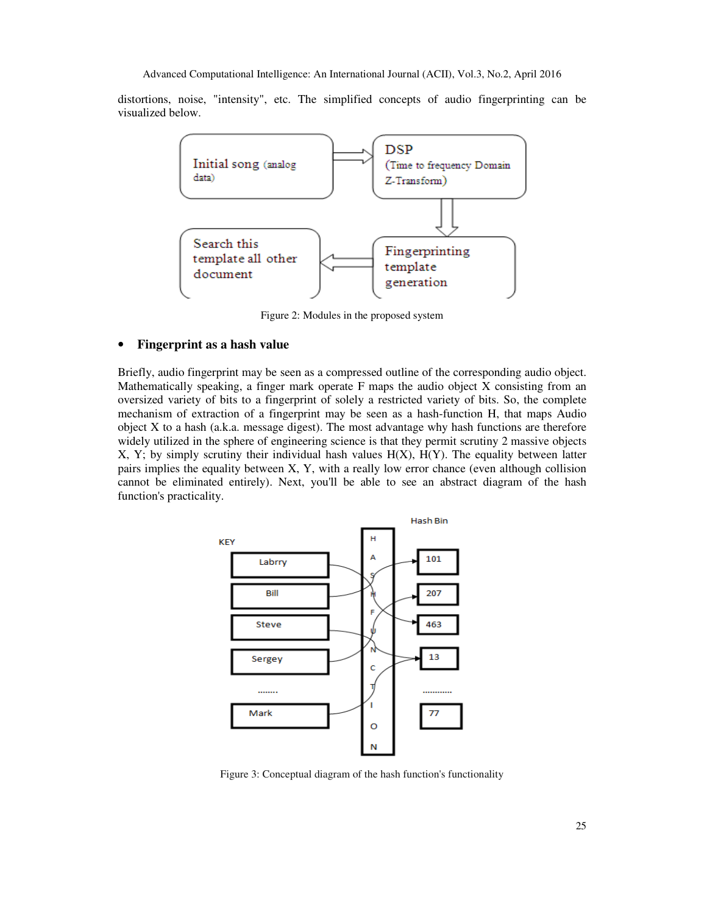distortions, noise, "intensity", etc. The simplified concepts of audio fingerprinting can be visualized below.

Figure 2: Modules in the proposed system

- **Fingerprint as a hash value**

Briefly, audio fingerprint may be seen as a compressed outline of the corresponding audio object. Mathematically speaking, a finger mark operate F maps the audio object X consisting from an oversized variety of bits to a fingerprint of solely a restricted variety of bits. So, the complete mechanism of extraction of a fingerprint may be seen as a hash-function H, that maps Audio object X to a hash (a.k.a. message digest). The most advantage why hash functions are therefore widely utilized in the sphere of engineering science is that they permit scrutiny 2 massive objects X, Y; by simply scrutiny their individual hash values H(X), H(Y). The equality between latter pairs implies the equality between X, Y, with a really low error chance (even although collision cannot be eliminated entirely). Next, you'll be able to see an abstract diagram of the hash function's practicality.

Figure 3: Conceptual diagram of the hash function's functionality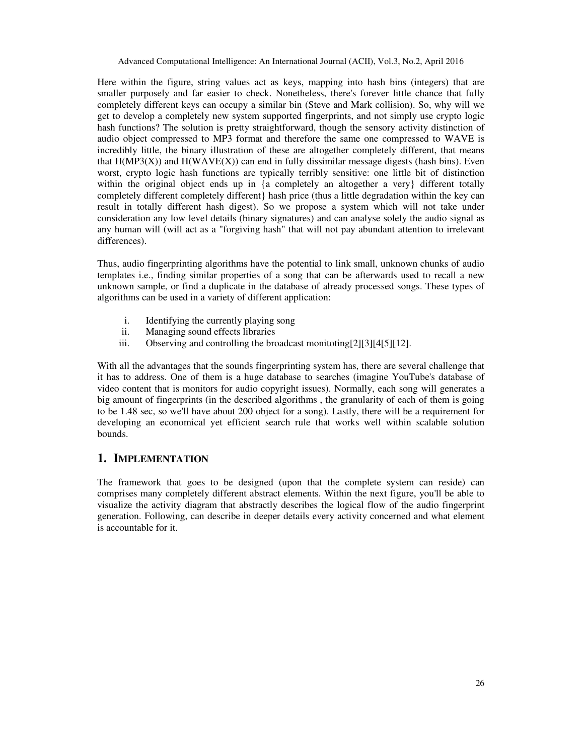Here within the figure, string values act as keys, mapping into hash bins (integers) that are smaller purposely and far easier to check. Nonetheless, there's forever little chance that fully completely different keys can occupy a similar bin (Steve and Mark collision). So, why will we get to develop a completely new system supported fingerprints, and not simply use crypto logic hash functions? The solution is pretty straightforward, though the sensory activity distinction of audio object compressed to MP3 format and therefore the same one compressed to WAVE is incredibly little, the binary illustration of these are altogether completely different, that means that H(MP3(X)) and H(WAVE(X)) can end in fully dissimilar message digests (hash bins). Even worst, crypto logic hash functions are typically terribly sensitive: one little bit of distinction within the original object ends up in {a completely an altogether a very} different totally completely different completely different} hash price (thus a little degradation within the key can result in totally different hash digest). So we propose a system which will not take under consideration any low level details (binary signatures) and can analyse solely the audio signal as any human will (will act as a "forgiving hash" that will not pay abundant attention to irrelevant differences).

Thus, audio fingerprinting algorithms have the potential to link small, unknown chunks of audio templates i.e., finding similar properties of a song that can be afterwards used to recall a new unknown sample, or find a duplicate in the database of already processed songs. These types of algorithms can be used in a variety of different application:

i. Identifying the currently playing song
ii. Managing sound effects libraries
iii. Observing and controlling the broadcast monitoting[2][3][4[5][12].

With all the advantages that the sounds fingerprinting system has, there are several challenge that it has to address. One of them is a huge database to searches (imagine YouTube's database of video content that is monitors for audio copyright issues). Normally, each song will generates a big amount of fingerprints (in the described algorithms , the granularity of each of them is going to be 1.48 sec, so we'll have about 200 object for a song). Lastly, there will be a requirement for developing an economical yet efficient search rule that works well within scalable solution bounds.

## 1. IMPLEMENTATION

The framework that goes to be designed (upon that the complete system can reside) can comprises many completely different abstract elements. Within the next figure, you'll be able to visualize the activity diagram that abstractly describes the logical flow of the audio fingerprint generation. Following, can describe in deeper details every activity concerned and what element is accountable for it.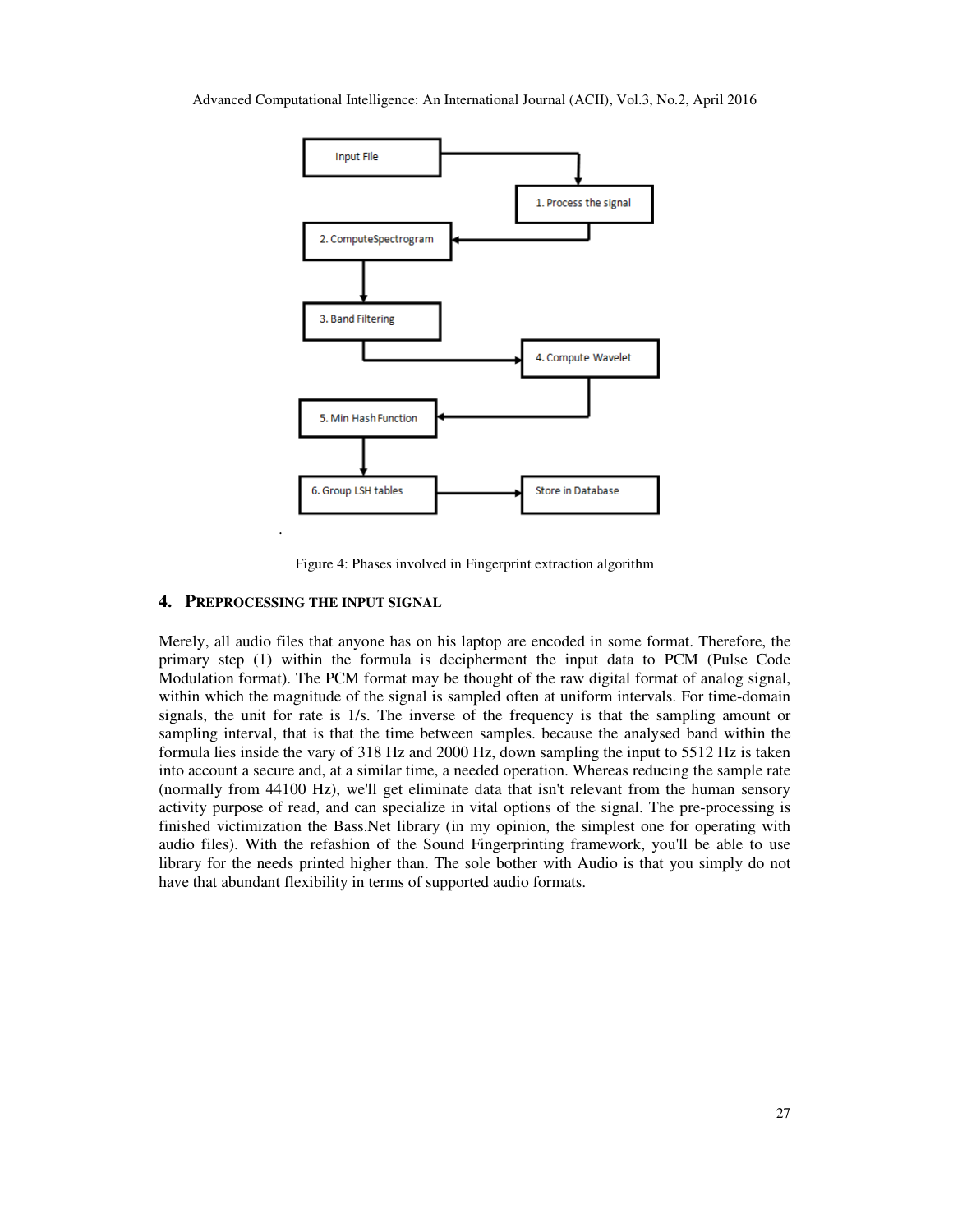Input File

1. Process the signal

2. ComputeSpectrogram

3. Band Filtering

4. Compute Wavelet

5. Min Hash Function

6. Group LSH tables

Store in Database

Figure 4: Phases involved in Fingerprint extraction algorithm

## 4. PREPROCESSING THE INPUT SIGNAL

Merely, all audio files that anyone has on his laptop are encoded in some format. Therefore, the primary step (1) within the formula is decipherment the input data to PCM (Pulse Code Modulation format). The PCM format may be thought of the raw digital format of analog signal, within which the magnitude of the signal is sampled often at uniform intervals. For time-domain signals, the unit for rate is 1/s. The inverse of the frequency is that the sampling amount or sampling interval, that is that the time between samples. because the analysed band within the formula lies inside the vary of 318 Hz and 2000 Hz, down sampling the input to 5512 Hz is taken into account a secure and, at a similar time, a needed operation. Whereas reducing the sample rate (normally from 44100 Hz), we'll get eliminate data that isn't relevant from the human sensory activity purpose of read, and can specialize in vital options of the signal. The pre-processing is finished victimization the Bass.Net library (in my opinion, the simplest one for operating with audio files). With the refashion of the Sound Fingerprinting framework, you'll be able to use library for the needs printed higher than. The sole bother with Audio is that you simply do not have that abundant flexibility in terms of supported audio formats.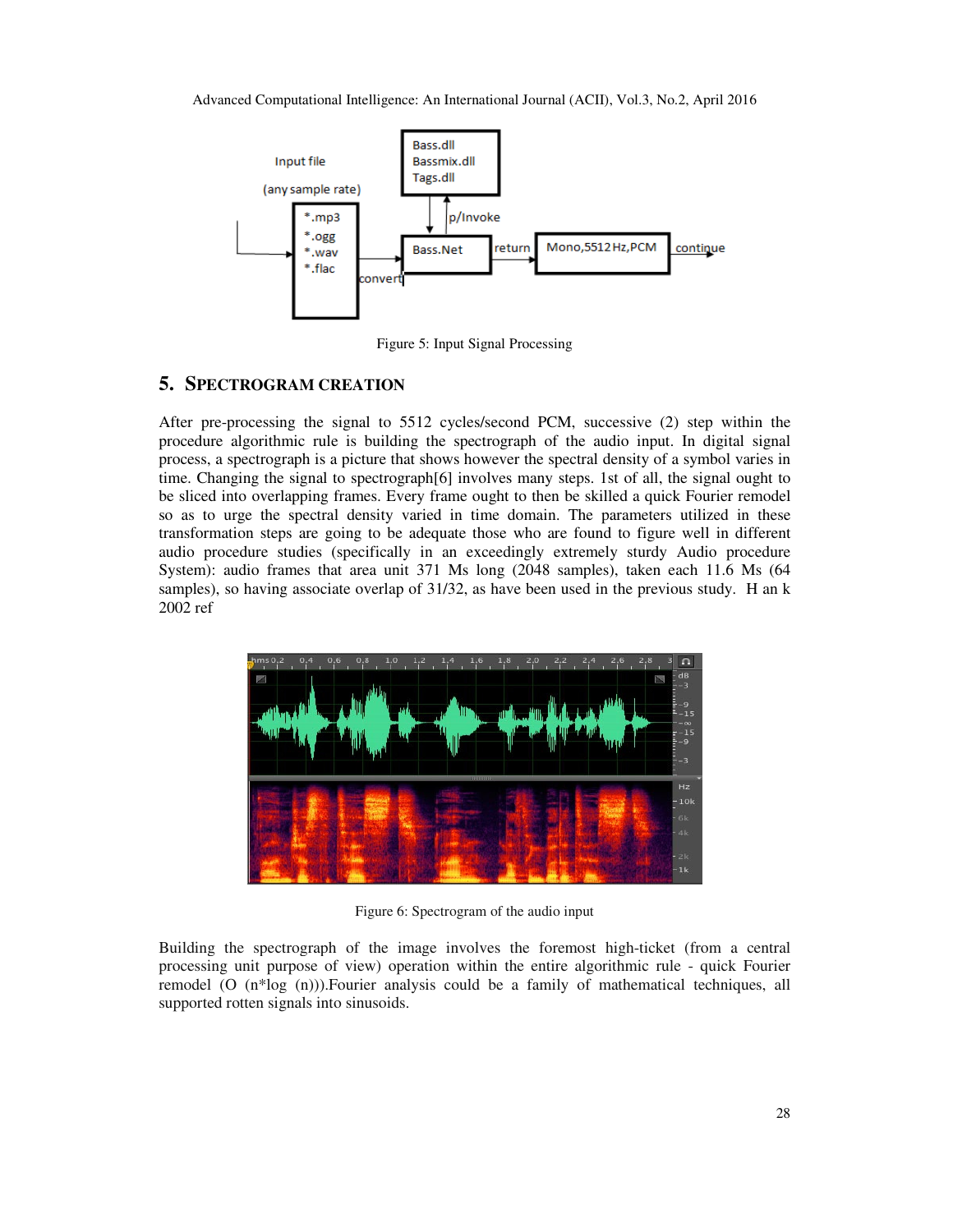Figure 5: Input Signal Processing

## 5. SPECTROGRAM CREATION

After pre-processing the signal to 5512 cycles/second PCM, successive (2) step within the procedure algorithmic rule is building the spectrograph of the audio input. In digital signal process, a spectrograph is a picture that shows however the spectral density of a symbol varies in time. Changing the signal to spectrograph[6] involves many steps. 1st of all, the signal ought to be sliced into overlapping frames. Every frame ought to then be skilled a quick Fourier remodel so as to urge the spectral density varied in time domain. The parameters utilized in these transformation steps are going to be adequate those who are found to figure well in different audio procedure studies (specifically in an exceedingly extremely sturdy Audio procedure System): audio frames that area unit 371 Ms long (2048 samples), taken each 11.6 Ms (64 samples), so having associate overlap of 31/32, as have been used in the previous study. H an k 2002 ref

Figure 6: Spectrogram of the audio input

Building the spectrograph of the image involves the foremost high-ticket (from a central processing unit purpose of view) operation within the entire algorithmic rule - quick Fourier remodel (O (n*log (n))).Fourier analysis could be a family of mathematical techniques, all supported rotten signals into sinusoids.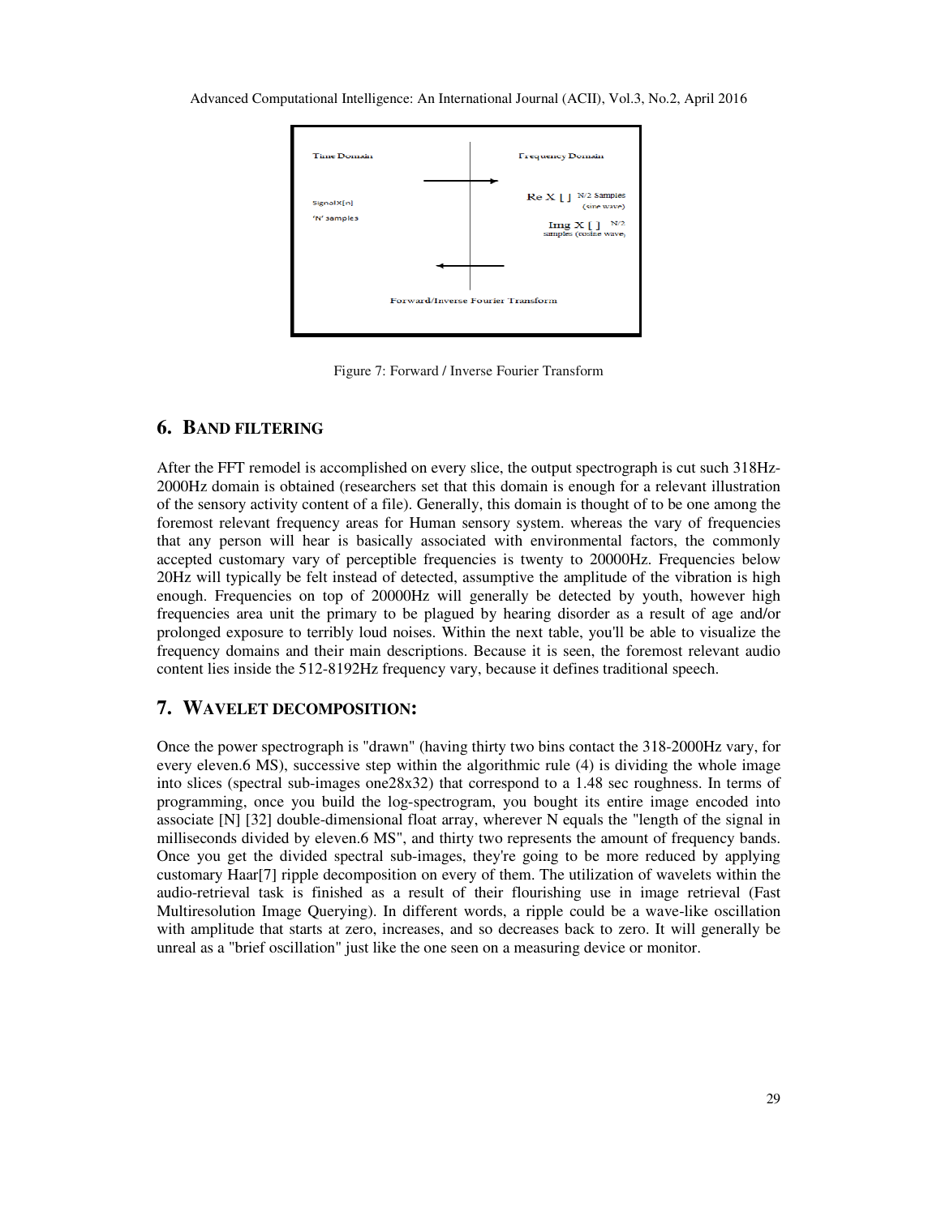Time Domain

Frequency Domain

Signal X[n]

'N' samples

Re X [ ] N/2 Samples (sine wave)

Img X [ ] N/2 samples (cosine wave)

Forward/Inverse Fourier Transform

Figure 7: Forward / Inverse Fourier Transform

## 6. BAND FILTERING

After the FFT remodel is accomplished on every slice, the output spectrograph is cut such 318Hz-2000Hz domain is obtained (researchers set that this domain is enough for a relevant illustration of the sensory activity content of a file). Generally, this domain is thought of to be one among the foremost relevant frequency areas for Human sensory system. whereas the vary of frequencies that any person will hear is basically associated with environmental factors, the commonly accepted customary vary of perceptible frequencies is twenty to 20000Hz. Frequencies below 20Hz will typically be felt instead of detected, assumptive the amplitude of the vibration is high enough. Frequencies on top of 20000Hz will generally be detected by youth, however high frequencies area unit the primary to be plagued by hearing disorder as a result of age and/or prolonged exposure to terribly loud noises. Within the next table, you'll be able to visualize the frequency domains and their main descriptions. Because it is seen, the foremost relevant audio content lies inside the 512-8192Hz frequency vary, because it defines traditional speech.

## 7. WAVELET DECOMPOSITION:

Once the power spectrograph is "drawn" (having thirty two bins contact the 318-2000Hz vary, for every eleven.6 MS), successive step within the algorithmic rule (4) is dividing the whole image into slices (spectral sub-images one28x32) that correspond to a 1.48 sec roughness. In terms of programming, once you build the log-spectrogram, you bought its entire image encoded into associate [N] [32] double-dimensional float array, wherever N equals the "length of the signal in milliseconds divided by eleven.6 MS", and thirty two represents the amount of frequency bands. Once you get the divided spectral sub-images, they're going to be more reduced by applying customary Haar[7] ripple decomposition on every of them. The utilization of wavelets within the audio-retrieval task is finished as a result of their flourishing use in image retrieval (Fast Multiresolution Image Querying). In different words, a ripple could be a wave-like oscillation with amplitude that starts at zero, increases, and so decreases back to zero. It will generally be unreal as a "brief oscillation" just like the one seen on a measuring device or monitor.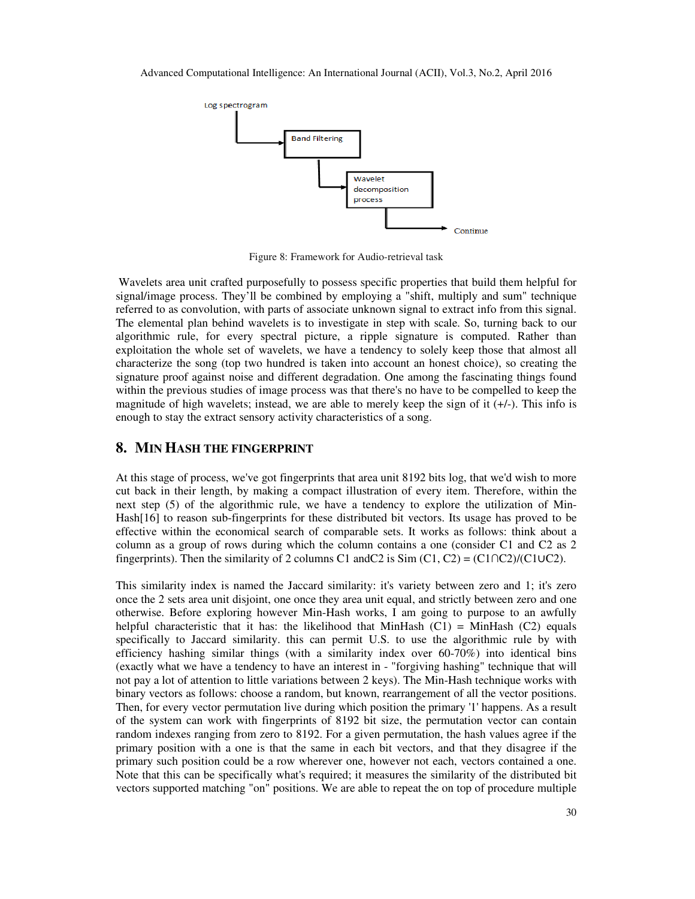Log spectrogram → Band Filtering → Wavelet decomposition process → Continue

Figure 8: Framework for Audio-retrieval task

Wavelets area unit crafted purposefully to possess specific properties that build them helpful for signal/image process. They'll be combined by employing a "shift, multiply and sum" technique referred to as convolution, with parts of associate unknown signal to extract info from this signal. The elemental plan behind wavelets is to investigate in step with scale. So, turning back to our algorithmic rule, for every spectral picture, a ripple signature is computed. Rather than exploitation the whole set of wavelets, we have a tendency to solely keep those that almost all characterize the song (top two hundred is taken into account an honest choice), so creating the signature proof against noise and different degradation. One among the fascinating things found within the previous studies of image process was that there's no have to be compelled to keep the magnitude of high wavelets; instead, we are able to merely keep the sign of it (+/-). This info is enough to stay the extract sensory activity characteristics of a song.

## 8. MIN HASH THE FINGERPRINT

At this stage of process, we've got fingerprints that area unit 8192 bits log, that we'd wish to more cut back in their length, by making a compact illustration of every item. Therefore, within the next step (5) of the algorithmic rule, we have a tendency to explore the utilization of Min-Hash[16] to reason sub-fingerprints for these distributed bit vectors. Its usage has proved to be effective within the economical search of comparable sets. It works as follows: think about a column as a group of rows during which the column contains a one (consider C1 and C2 as 2 fingerprints). Then the similarity of 2 columns C1 andC2 is Sim (C1, C2) = (C1∩C2)/(C1∪C2).

This similarity index is named the Jaccard similarity: it's variety between zero and 1; it's zero once the 2 sets area unit disjoint, one once they area unit equal, and strictly between zero and one otherwise. Before exploring however Min-Hash works, I am going to purpose to an awfully helpful characteristic that it has: the likelihood that MinHash (C1) = MinHash (C2) equals specifically to Jaccard similarity. this can permit U.S. to use the algorithmic rule by with efficiency hashing similar things (with a similarity index over 60-70%) into identical bins (exactly what we have a tendency to have an interest in - "forgiving hashing" technique that will not pay a lot of attention to little variations between 2 keys). The Min-Hash technique works with binary vectors as follows: choose a random, but known, rearrangement of all the vector positions. Then, for every vector permutation live during which position the primary '1' happens. As a result of the system can work with fingerprints of 8192 bit size, the permutation vector can contain random indexes ranging from zero to 8192. For a given permutation, the hash values agree if the primary position with a one is that the same in each bit vectors, and that they disagree if the primary such position could be a row wherever one, however not each, vectors contained a one. Note that this can be specifically what's required; it measures the similarity of the distributed bit vectors supported matching "on" positions. We are able to repeat the on top of procedure multiple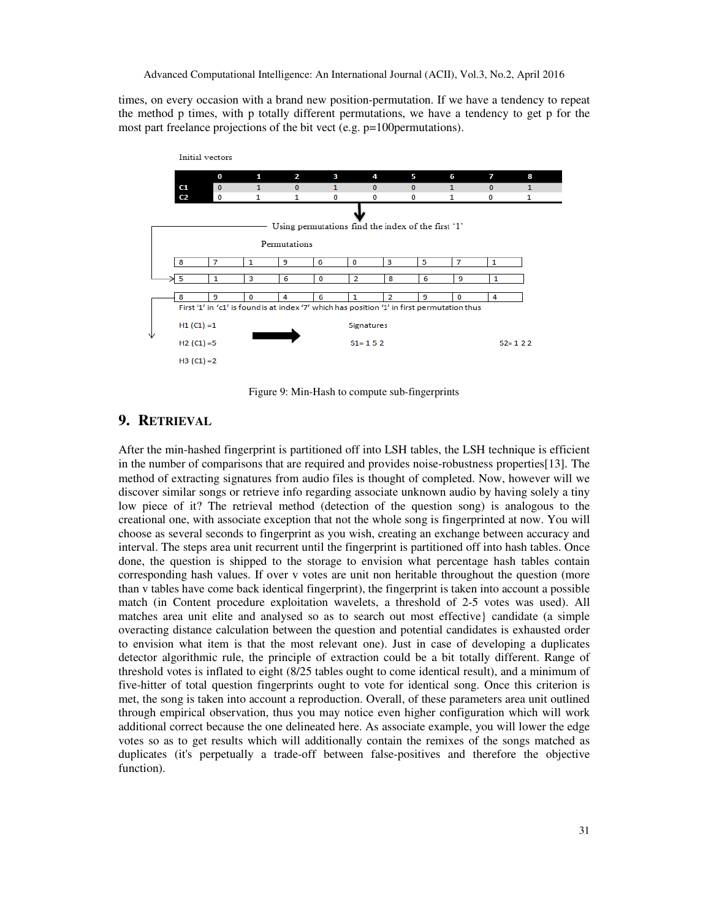times, on every occasion with a brand new position-permutation. If we have a tendency to repeat the method p times, with p totally different permutations, we have a tendency to get p for the most part freelance projections of the bit vect (e.g. p=100permutations).

Initial vectors

| | 0 | 1 | 2 | 3 | 4 | 5 | 6 | 7 | 8 |
|---|---|---|---|---|---|---|---|---|---|
| C1 | 0 | 1 | 0 | 1 | 0 | 0 | 1 | 0 | 1 |
| C2 | 0 | 1 | 1 | 0 | 0 | 0 | 1 | 0 | 1 |

Using permutations find the index of the first '1'

Permutations

| | | | | | | | | | |
|---|---|---|---|---|---|---|---|---|---|
| 8 | 7 | 1 | 9 | 6 | 0 | 3 | 5 | 7 | 1 |
| 5 | 1 | 3 | 6 | 0 | 2 | 8 | 6 | 9 | 1 |
| 8 | 9 | 0 | 4 | 6 | 1 | 2 | 9 | 0 | 4 |

First '1' in 'c1' is found is at index '7' which has position '1' in first permutation thus

H1 (C1) =1

H2 (C1) =5

H3 (C1) =2

Signatures

S1= 1 5 2

S2= 1 2 2

Figure 9: Min-Hash to compute sub-fingerprints

## 9. RETRIEVAL

After the min-hashed fingerprint is partitioned off into LSH tables, the LSH technique is efficient in the number of comparisons that are required and provides noise-robustness properties[13]. The method of extracting signatures from audio files is thought of completed. Now, however will we discover similar songs or retrieve info regarding associate unknown audio by having solely a tiny low piece of it? The retrieval method (detection of the question song) is analogous to the creational one, with associate exception that not the whole song is fingerprinted at now. You will choose as several seconds to fingerprint as you wish, creating an exchange between accuracy and interval. The steps area unit recurrent until the fingerprint is partitioned off into hash tables. Once done, the question is shipped to the storage to envision what percentage hash tables contain corresponding hash values. If over v votes are unit non heritable throughout the question (more than v tables have come back identical fingerprint), the fingerprint is taken into account a possible match (in Content procedure exploitation wavelets, a threshold of 2-5 votes was used). All matches area unit elite and analysed so as to search out most effective} candidate (a simple overacting distance calculation between the question and potential candidates is exhausted order to envision what item is that the most relevant one). Just in case of developing a duplicates detector algorithmic rule, the principle of extraction could be a bit totally different. Range of threshold votes is inflated to eight (8/25 tables ought to come identical result), and a minimum of five-hitter of total question fingerprints ought to vote for identical song. Once this criterion is met, the song is taken into account a reproduction. Overall, of these parameters area unit outlined through empirical observation, thus you may notice even higher configuration which will work additional correct because the one delineated here. As associate example, you will lower the edge votes so as to get results which will additionally contain the remixes of the songs matched as duplicates (it's perpetually a trade-off between false-positives and therefore the objective function).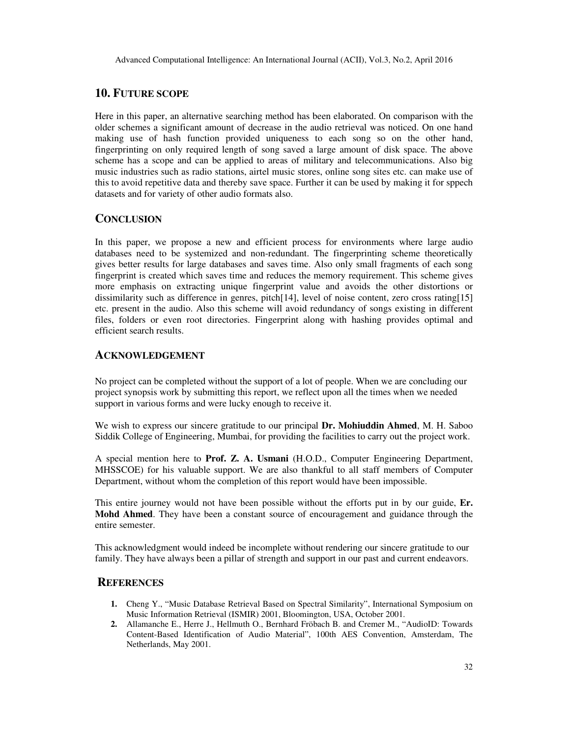## 10. FUTURE SCOPE

Here in this paper, an alternative searching method has been elaborated. On comparison with the older schemes a significant amount of decrease in the audio retrieval was noticed. On one hand making use of hash function provided uniqueness to each song so on the other hand, fingerprinting on only required length of song saved a large amount of disk space. The above scheme has a scope and can be applied to areas of military and telecommunications. Also big music industries such as radio stations, airtel music stores, online song sites etc. can make use of this to avoid repetitive data and thereby save space. Further it can be used by making it for sppech datasets and for variety of other audio formats also.

## CONCLUSION

In this paper, we propose a new and efficient process for environments where large audio databases need to be systemized and non-redundant. The fingerprinting scheme theoretically gives better results for large databases and saves time. Also only small fragments of each song fingerprint is created which saves time and reduces the memory requirement. This scheme gives more emphasis on extracting unique fingerprint value and avoids the other distortions or dissimilarity such as difference in genres, pitch[14], level of noise content, zero cross rating[15] etc. present in the audio. Also this scheme will avoid redundancy of songs existing in different files, folders or even root directories. Fingerprint along with hashing provides optimal and efficient search results.

## ACKNOWLEDGEMENT

No project can be completed without the support of a lot of people. When we are concluding our project synopsis work by submitting this report, we reflect upon all the times when we needed support in various forms and were lucky enough to receive it.

We wish to express our sincere gratitude to our principal **Dr. Mohiuddin Ahmed**, M. H. Saboo Siddik College of Engineering, Mumbai, for providing the facilities to carry out the project work.

A special mention here to **Prof. Z. A. Usmani** (H.O.D., Computer Engineering Department, MHSSCOE) for his valuable support. We are also thankful to all staff members of Computer Department, without whom the completion of this report would have been impossible.

This entire journey would not have been possible without the efforts put in by our guide, **Er. Mohd Ahmed**. They have been a constant source of encouragement and guidance through the entire semester.

This acknowledgment would indeed be incomplete without rendering our sincere gratitude to our family. They have always been a pillar of strength and support in our past and current endeavors.

## REFERENCES

1. Cheng Y., "Music Database Retrieval Based on Spectral Similarity", International Symposium on Music Information Retrieval (ISMIR) 2001, Bloomington, USA, October 2001.
2. Allamanche E., Herre J., Hellmuth O., Bernhard Fröbach B. and Cremer M., "AudioID: Towards Content-Based Identification of Audio Material", 100th AES Convention, Amsterdam, The Netherlands, May 2001.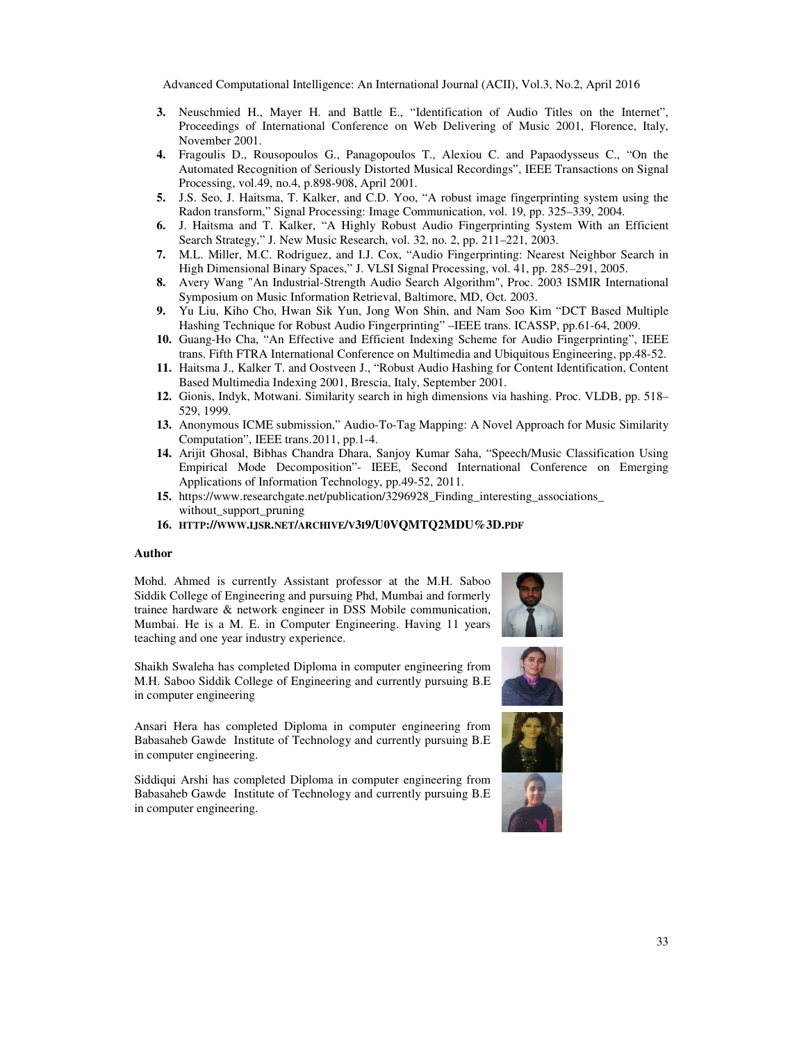3. Neuschmied H., Mayer H. and Battle E., "Identification of Audio Titles on the Internet", Proceedings of International Conference on Web Delivering of Music 2001, Florence, Italy, November 2001.
4. Fragoulis D., Rousopoulos G., Panagopoulos T., Alexiou C. and Papaodysseus C., "On the Automated Recognition of Seriously Distorted Musical Recordings", IEEE Transactions on Signal Processing, vol.49, no.4, p.898-908, April 2001.
5. J.S. Seo, J. Haitsma, T. Kalker, and C.D. Yoo, "A robust image fingerprinting system using the Radon transform," Signal Processing: Image Communication, vol. 19, pp. 325–339, 2004.
6. J. Haitsma and T. Kalker, "A Highly Robust Audio Fingerprinting System With an Efficient Search Strategy," J. New Music Research, vol. 32, no. 2, pp. 211–221, 2003.
7. M.L. Miller, M.C. Rodriguez, and I.J. Cox, "Audio Fingerprinting: Nearest Neighbor Search in High Dimensional Binary Spaces," J. VLSI Signal Processing, vol. 41, pp. 285–291, 2005.
8. Avery Wang "An Industrial-Strength Audio Search Algorithm", Proc. 2003 ISMIR International Symposium on Music Information Retrieval, Baltimore, MD, Oct. 2003.
9. Yu Liu, Kiho Cho, Hwan Sik Yun, Jong Won Shin, and Nam Soo Kim "DCT Based Multiple Hashing Technique for Robust Audio Fingerprinting" –IEEE trans. ICASSP, pp.61-64, 2009.
10. Guang-Ho Cha, "An Effective and Efficient Indexing Scheme for Audio Fingerprinting", IEEE trans. Fifth FTRA International Conference on Multimedia and Ubiquitous Engineering, pp.48-52.
11. Haitsma J., Kalker T. and Oostveen J., "Robust Audio Hashing for Content Identification, Content Based Multimedia Indexing 2001, Brescia, Italy, September 2001.
12. Gionis, Indyk, Motwani. Similarity search in high dimensions via hashing. Proc. VLDB, pp. 518–529, 1999.
13. Anonymous ICME submission," Audio-To-Tag Mapping: A Novel Approach for Music Similarity Computation", IEEE trans.2011, pp.1-4.
14. Arijit Ghosal, Bibhas Chandra Dhara, Sanjoy Kumar Saha, "Speech/Music Classification Using Empirical Mode Decomposition"- IEEE, Second International Conference on Emerging Applications of Information Technology, pp.49-52, 2011.
15. https://www.researchgate.net/publication/3296928_Finding_interesting_associations_without_support_pruning
16. HTTP://WWW.IJSR.NET/ARCHIVE/V3I9/U0VQMTQ2MDU%3D.PDF

**Author**

Mohd. Ahmed is currently Assistant professor at the M.H. Saboo Siddik College of Engineering and pursuing Phd, Mumbai and formerly trainee hardware & network engineer in DSS Mobile communication, Mumbai. He is a M. E. in Computer Engineering. Having 11 years teaching and one year industry experience.

Shaikh Swaleha has completed Diploma in computer engineering from M.H. Saboo Siddik College of Engineering and currently pursuing B.E in computer engineering

Ansari Hera has completed Diploma in computer engineering from Babasaheb Gawde Institute of Technology and currently pursuing B.E in computer engineering.

Siddiqui Arshi has completed Diploma in computer engineering from Babasaheb Gawde Institute of Technology and currently pursuing B.E in computer engineering.